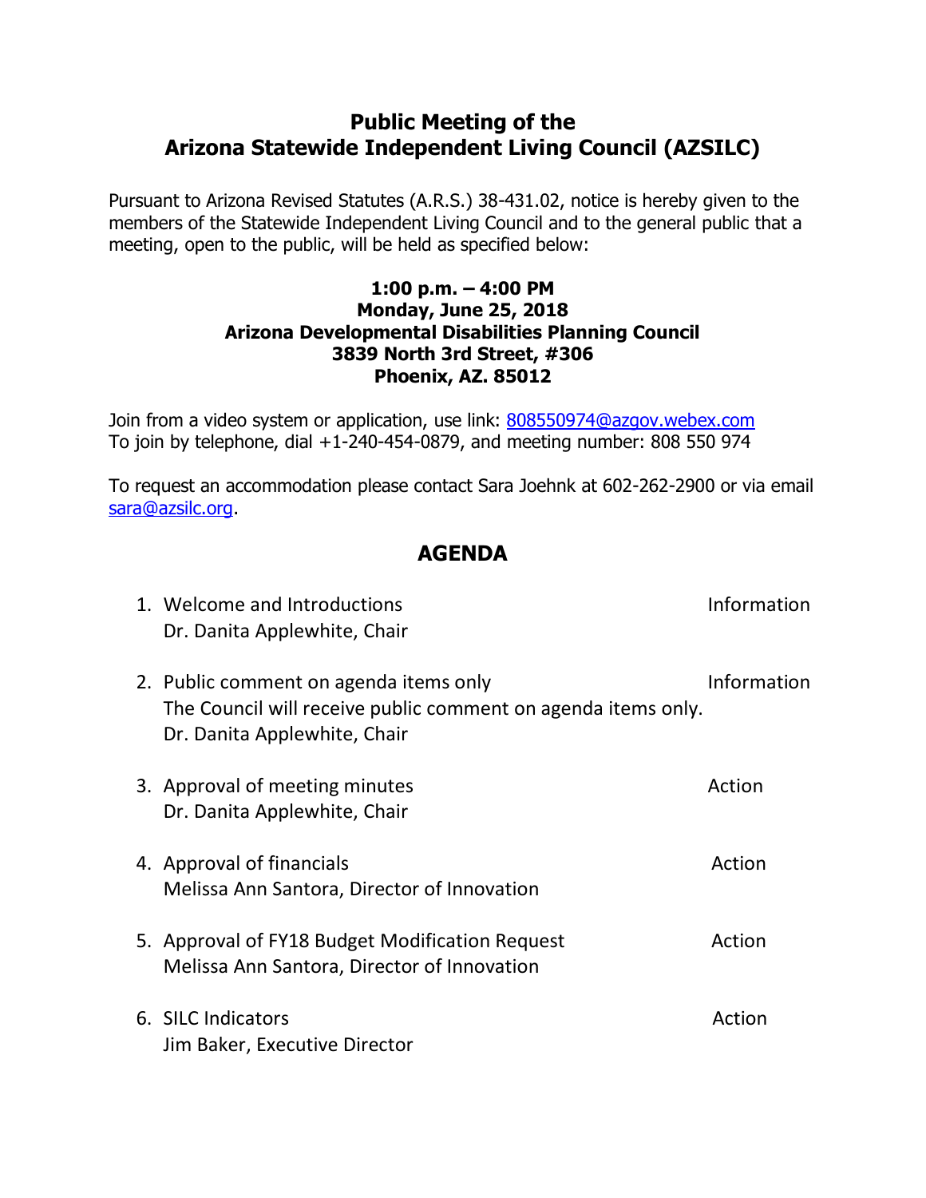# Public Meeting of the Arizona Statewide Independent Living Council (AZSILC)

Pursuant to Arizona Revised Statutes (A.R.S.) 38-431.02, notice is hereby given to the members of the Statewide Independent Living Council and to the general public that a meeting, open to the public, will be held as specified below:

**1:00 p.m. – 4:00 PM**
**Monday, June 25, 2018**
**Arizona Developmental Disabilities Planning Council**
**3839 North 3rd Street, #306**
**Phoenix, AZ. 85012**

Join from a video system or application, use link: [808550974@azgov.webex.com](mailto:808550974@azgov.webex.com)
To join by telephone, dial +1-240-454-0879, and meeting number: 808 550 974

To request an accommodation please contact Sara Joehnk at 602-262-2900 or via email [sara@azsilc.org](mailto:sara@azsilc.org).

## AGENDA

1. Welcome and Introductions — Information
   Dr. Danita Applewhite, Chair

2. Public comment on agenda items only — Information
   The Council will receive public comment on agenda items only.
   Dr. Danita Applewhite, Chair

3. Approval of meeting minutes — Action
   Dr. Danita Applewhite, Chair

4. Approval of financials — Action
   Melissa Ann Santora, Director of Innovation

5. Approval of FY18 Budget Modification Request — Action
   Melissa Ann Santora, Director of Innovation

6. SILC Indicators — Action
   Jim Baker, Executive Director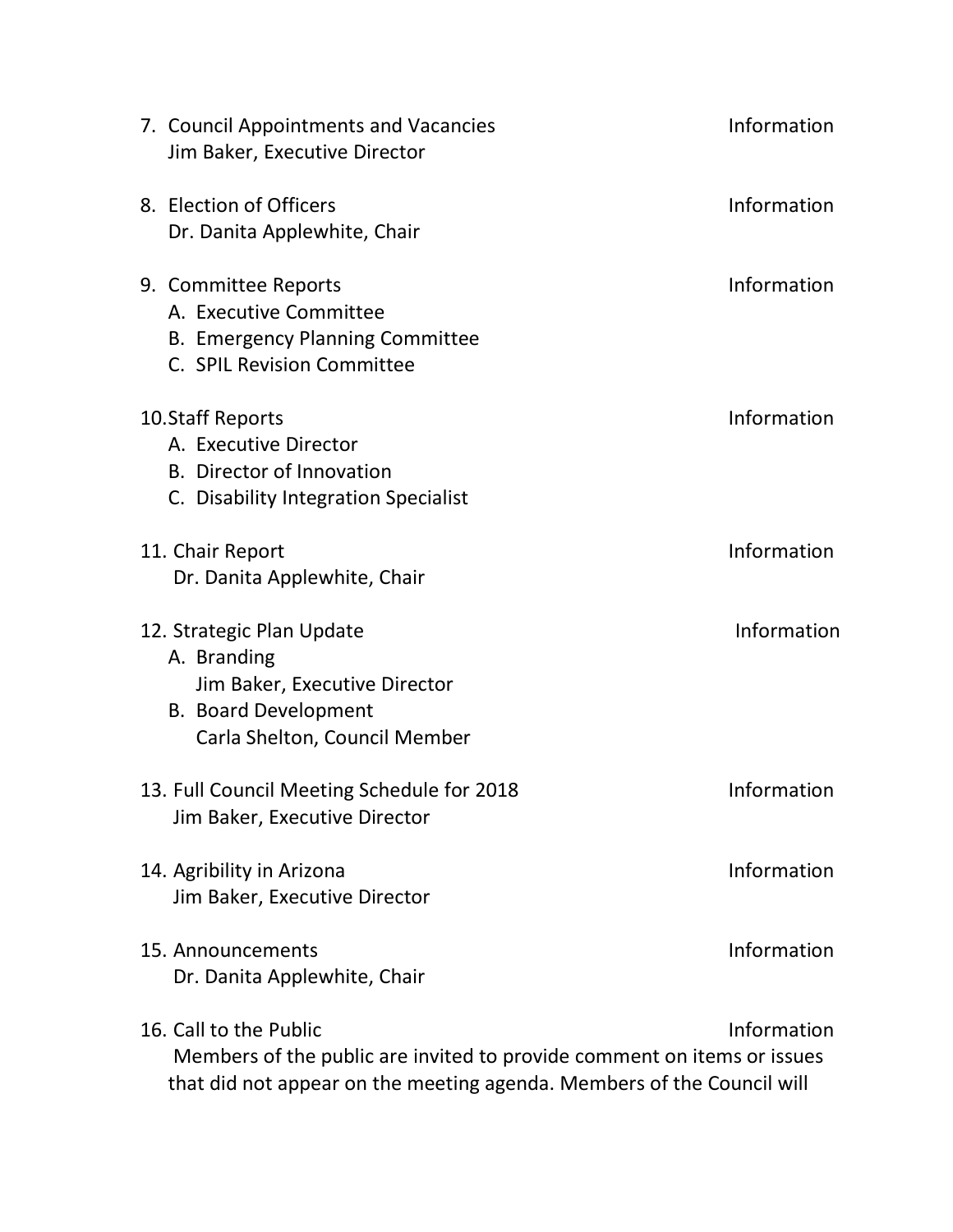7. Council Appointments and Vacancies — Information
   Jim Baker, Executive Director

8. Election of Officers — Information
   Dr. Danita Applewhite, Chair

9. Committee Reports — Information
   A. Executive Committee
   B. Emergency Planning Committee
   C. SPIL Revision Committee

10. Staff Reports — Information
    A. Executive Director
    B. Director of Innovation
    C. Disability Integration Specialist

11. Chair Report — Information
    Dr. Danita Applewhite, Chair

12. Strategic Plan Update — Information
    A. Branding
       Jim Baker, Executive Director
    B. Board Development
       Carla Shelton, Council Member

13. Full Council Meeting Schedule for 2018 — Information
    Jim Baker, Executive Director

14. Agribility in Arizona — Information
    Jim Baker, Executive Director

15. Announcements — Information
    Dr. Danita Applewhite, Chair

16. Call to the Public — Information
    Members of the public are invited to provide comment on items or issues that did not appear on the meeting agenda. Members of the Council will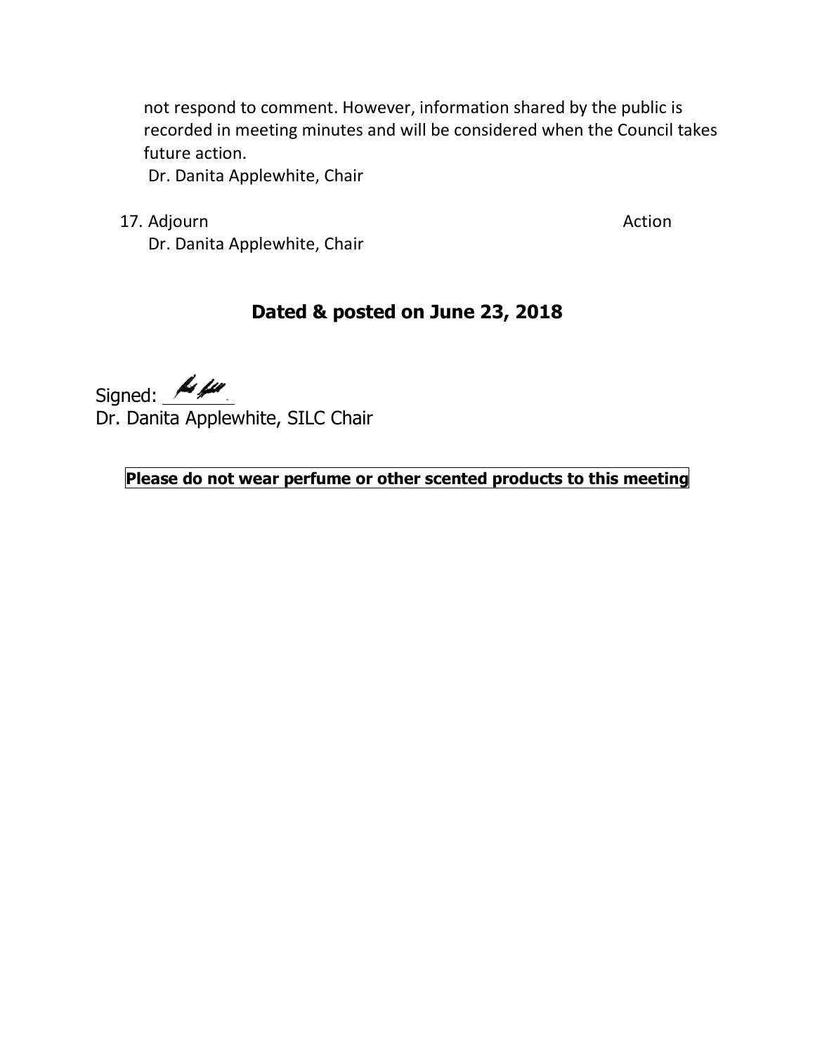not respond to comment. However, information shared by the public is recorded in meeting minutes and will be considered when the Council takes future action.

Dr. Danita Applewhite, Chair

17. Adjourn — Action

Dr. Danita Applewhite, Chair

## Dated & posted on June 23, 2018

Signed: ________

Dr. Danita Applewhite, SILC Chair

**Please do not wear perfume or other scented products to this meeting**